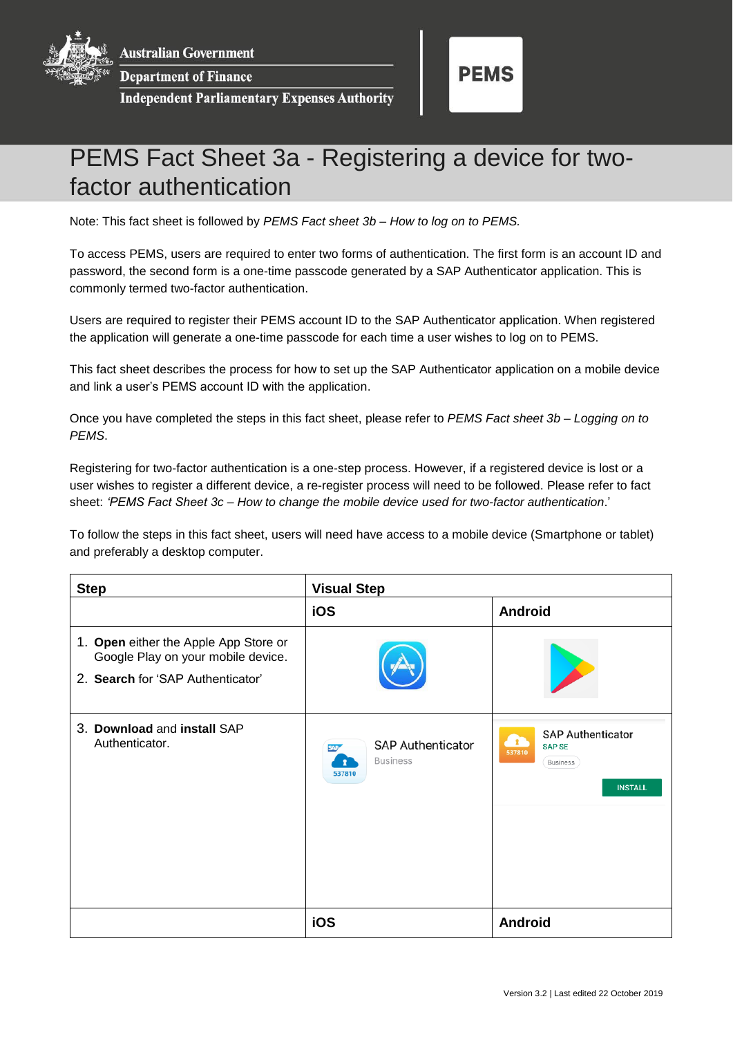Australian Government
Department of Finance
Independent Parliamentary Expenses Authority

PEMS

# PEMS Fact Sheet 3a - Registering a device for two-factor authentication

Note: This fact sheet is followed by *PEMS Fact sheet 3b – How to log on to PEMS.*

To access PEMS, users are required to enter two forms of authentication. The first form is an account ID and password, the second form is a one-time passcode generated by a SAP Authenticator application. This is commonly termed two-factor authentication.

Users are required to register their PEMS account ID to the SAP Authenticator application. When registered the application will generate a one-time passcode for each time a user wishes to log on to PEMS.

This fact sheet describes the process for how to set up the SAP Authenticator application on a mobile device and link a user's PEMS account ID with the application.

Once you have completed the steps in this fact sheet, please refer to *PEMS Fact sheet 3b – Logging on to PEMS*.

Registering for two-factor authentication is a one-step process. However, if a registered device is lost or a user wishes to register a different device, a re-register process will need to be followed. Please refer to fact sheet: *'PEMS Fact Sheet 3c – How to change the mobile device used for two-factor authentication*.'

To follow the steps in this fact sheet, users will need have access to a mobile device (Smartphone or tablet) and preferably a desktop computer.

| Step | Visual Step | |
|---|---|---|
| | **iOS** | **Android** |
| 1. **Open** either the Apple App Store or Google Play on your mobile device.<br>2. **Search** for 'SAP Authenticator' | | |
| 3. **Download** and **install** SAP Authenticator. | SAP Authenticator<br>Business<br>537810 | SAP Authenticator<br>SAP SE<br>Business<br>537810<br>INSTALL |
| | **iOS** | **Android** |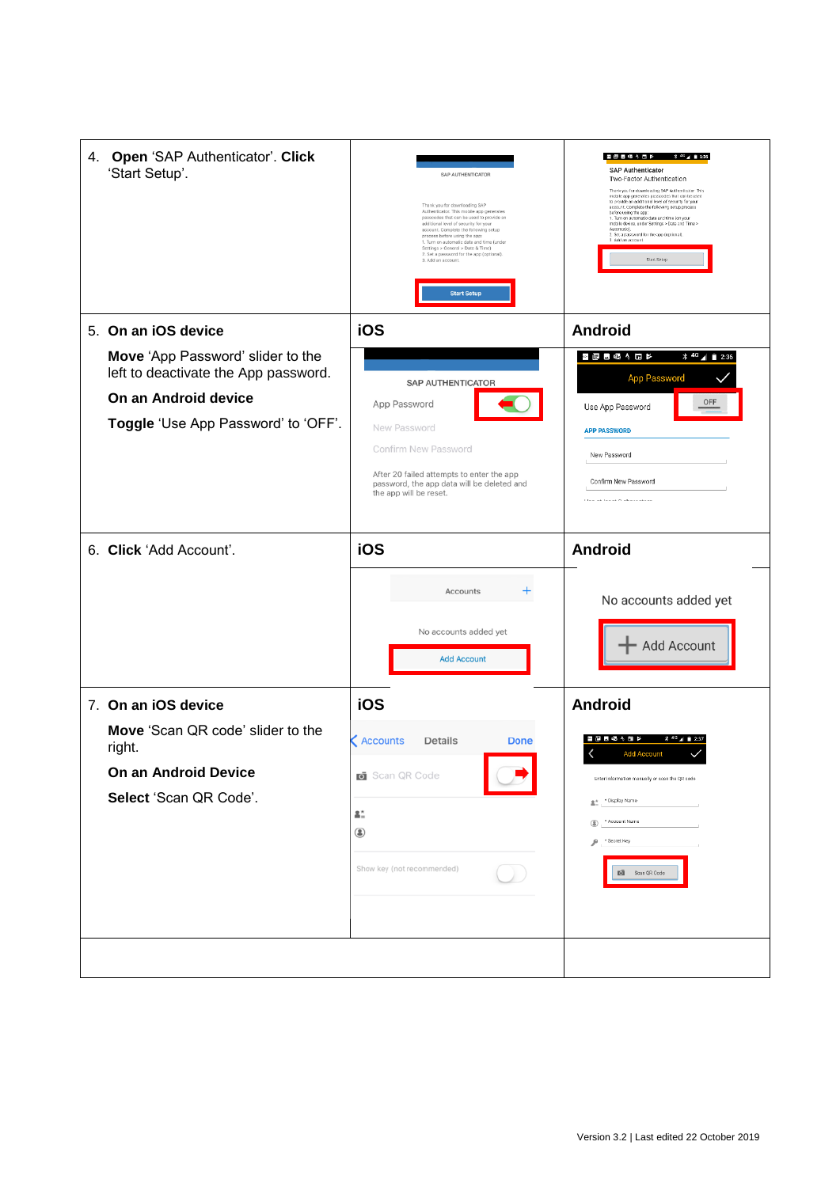| | | |
|---|---|---|
| 4. **Open** 'SAP Authenticator'. **Click** 'Start Setup'. | | |
| 5. **On an iOS device**<br><br>**Move** 'App Password' slider to the left to deactivate the App password.<br><br>**On an Android device**<br><br>**Toggle** 'Use App Password' to 'OFF'. | **iOS** | **Android** |
| 6. **Click** 'Add Account'. | **iOS** | **Android** |
| 7. **On an iOS device**<br><br>**Move** 'Scan QR code' slider to the right.<br><br>**On an Android Device**<br><br>**Select** 'Scan QR Code'. | **iOS** | **Android** |
| | | |

Version 3.2 | Last edited 22 October 2019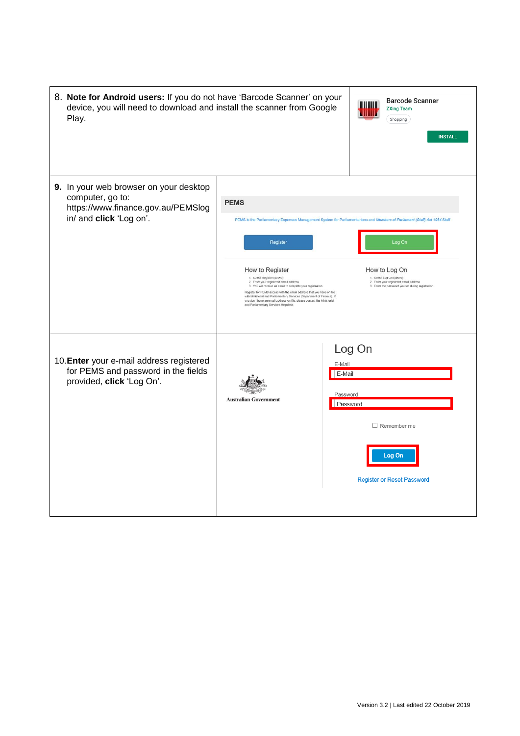| | |
|---|---|
| 8. **Note for Android users:** If you do not have 'Barcode Scanner' on your device, you will need to download and install the scanner from Google Play. | Barcode Scanner<br>ZXing Team<br>Shopping<br>INSTALL |
| **9.** In your web browser on your desktop computer, go to: https://www.finance.gov.au/PEMSlogin/ and **click** 'Log on'. | PEMS<br>PEMS is the Parliamentary Expenses Management System for Parliamentarians and *Members of Parliament (Staff) Act 1984* Staff<br>Register &nbsp;&nbsp; Log On<br>How to Register<br>1. Select Register (above)<br>2. Enter your registered email address<br>3. You will receive an email to complete your registration<br>Register for PEMS access with the email address that you have on file with Ministerial and Parliamentary Services (Department of Finance). If you don't have an email address on file, please contact the Ministerial and Parliamentary Services Helpdesk.<br>How to Log On<br>1. Select Log On (above)<br>2. Enter your registered email address<br>3. Enter the password you set during registration |
| 10. **Enter** your e-mail address registered for PEMS and password in the fields provided, **click** 'Log On'. | Australian Government<br>Log On<br>E-Mail<br>E-Mail<br>Password<br>Password<br>☐ Remember me<br>Log On<br>Register or Reset Password |

Version 3.2 | Last edited 22 October 2019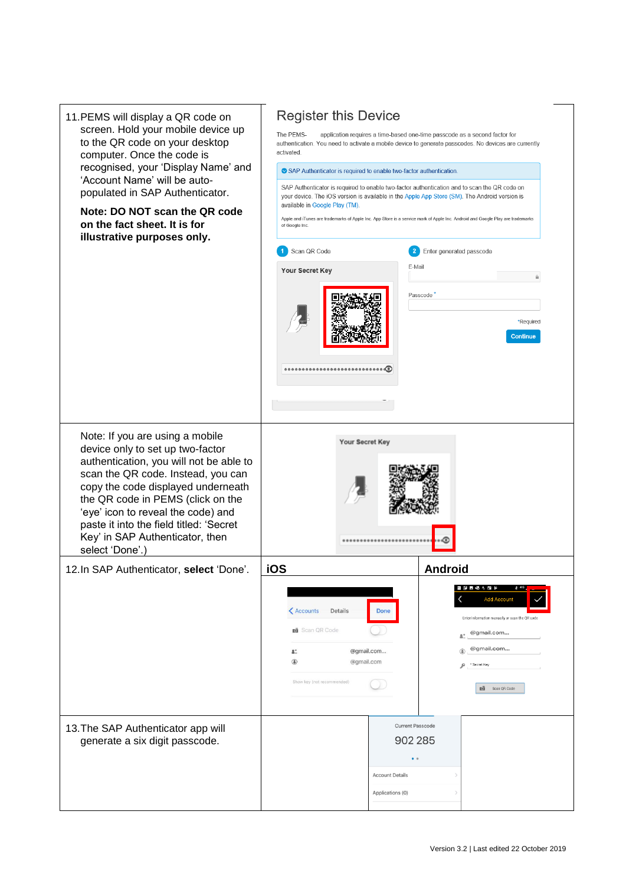| | | |
|---|---|---|
| 11. PEMS will display a QR code on screen. Hold your mobile device up to the QR code on your desktop computer. Once the code is recognised, your 'Display Name' and 'Account Name' will be auto-populated in SAP Authenticator.<br><br>**Note: DO NOT scan the QR code on the fact sheet. It is for illustrative purposes only.** | Register this Device<br><br>The PEMS- application requires a time-based one-time passcode as a second factor for authentication. You need to activate a mobile device to generate passcodes. No devices are currently activated.<br><br>SAP Authenticator is required to enable two-factor authentication.<br><br>SAP Authenticator is required to enable two-factor authentication and to scan the QR code on your device. The iOS version is available in the Apple App Store (SM). The Android version is available in Google Play (TM).<br><br>Apple and iTunes are trademarks of Apple Inc. App Store is a service mark of Apple Inc. Android and Google Play are trademarks of Google Inc.<br><br>1 Scan QR Code<br>Your Secret Key<br><br>2 Enter generated passcode<br>E-Mail<br>Passcode *<br>*Required<br>Continue | |
| Note: If you are using a mobile device only to set up two-factor authentication, you will not be able to scan the QR code. Instead, you can copy the code displayed underneath the QR code in PEMS (click on the 'eye' icon to reveal the code) and paste it into the field titled: 'Secret Key' in SAP Authenticator, then select 'Done'.) | Your Secret Key | |
| 12. In SAP Authenticator, **select** 'Done'. | **iOS**<br><br>Accounts Details Done<br>Scan QR Code<br>@gmail.com...<br>@gmail.com<br>Show key (not recommended) | **Android**<br><br>Add Account<br>Enter information manually or scan the QR code<br>@gmail.com...<br>@gmail.com...<br>* Secret Key<br>Scan QR Code |
| 13. The SAP Authenticator app will generate a six digit passcode. | Current Passcode<br>902 285<br>Account Details<br>Applications (0) | |

Version 3.2 | Last edited 22 October 2019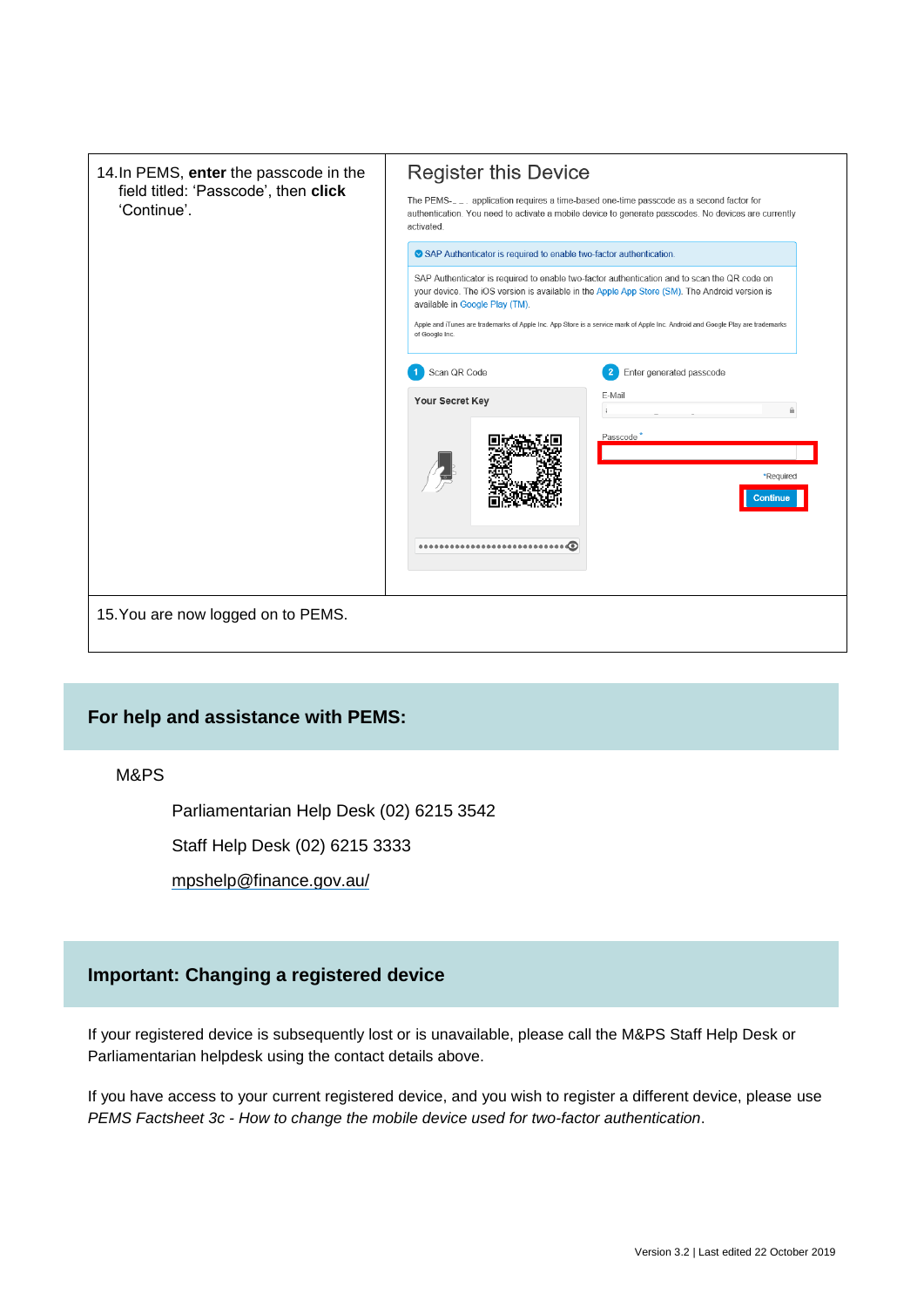| | |
|---|---|
| 14. In PEMS, **enter** the passcode in the field titled: 'Passcode', then **click** 'Continue'. | Register this Device<br><br>The PEMS-_ _ application requires a time-based one-time passcode as a second factor for authentication. You need to activate a mobile device to generate passcodes. No devices are currently activated.<br><br>SAP Authenticator is required to enable two-factor authentication.<br><br>SAP Authenticator is required to enable two-factor authentication and to scan the QR code on your device. The iOS version is available in the Apple App Store (SM). The Android version is available in Google Play (TM).<br><br>Apple and iTunes are trademarks of Apple Inc. App Store is a service mark of Apple Inc. Android and Google Play are trademarks of Google Inc.<br><br>1 Scan QR Code<br>Your Secret Key<br><br>2 Enter generated passcode<br>E-Mail<br>Passcode *<br>*Required<br>Continue |
| 15. You are now logged on to PEMS. | |

## For help and assistance with PEMS:

M&PS

Parliamentarian Help Desk (02) 6215 3542

Staff Help Desk (02) 6215 3333

mpshelp@finance.gov.au/

## Important: Changing a registered device

If your registered device is subsequently lost or is unavailable, please call the M&PS Staff Help Desk or Parliamentarian helpdesk using the contact details above.

If you have access to your current registered device, and you wish to register a different device, please use *PEMS Factsheet 3c - How to change the mobile device used for two-factor authentication*.

Version 3.2 | Last edited 22 October 2019